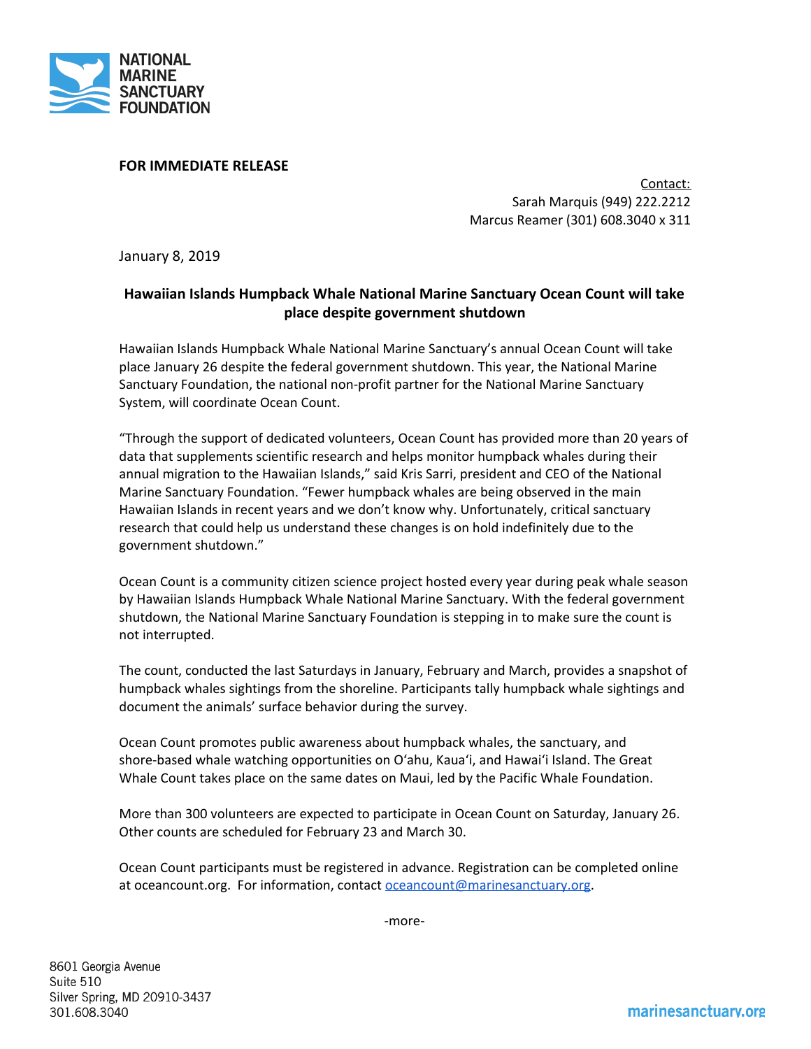NATIONAL MARINE SANCTUARY FOUNDATION

**FOR IMMEDIATE RELEASE**

Contact:
Sarah Marquis (949) 222.2212
Marcus Reamer (301) 608.3040 x 311

January 8, 2019

## Hawaiian Islands Humpback Whale National Marine Sanctuary Ocean Count will take place despite government shutdown

Hawaiian Islands Humpback Whale National Marine Sanctuary's annual Ocean Count will take place January 26 despite the federal government shutdown. This year, the National Marine Sanctuary Foundation, the national non-profit partner for the National Marine Sanctuary System, will coordinate Ocean Count.

"Through the support of dedicated volunteers, Ocean Count has provided more than 20 years of data that supplements scientific research and helps monitor humpback whales during their annual migration to the Hawaiian Islands," said Kris Sarri, president and CEO of the National Marine Sanctuary Foundation. "Fewer humpback whales are being observed in the main Hawaiian Islands in recent years and we don't know why. Unfortunately, critical sanctuary research that could help us understand these changes is on hold indefinitely due to the government shutdown."

Ocean Count is a community citizen science project hosted every year during peak whale season by Hawaiian Islands Humpback Whale National Marine Sanctuary. With the federal government shutdown, the National Marine Sanctuary Foundation is stepping in to make sure the count is not interrupted.

The count, conducted the last Saturdays in January, February and March, provides a snapshot of humpback whales sightings from the shoreline. Participants tally humpback whale sightings and document the animals' surface behavior during the survey.

Ocean Count promotes public awareness about humpback whales, the sanctuary, and shore-based whale watching opportunities on Oʻahu, Kauaʻi, and Hawaiʻi Island. The Great Whale Count takes place on the same dates on Maui, led by the Pacific Whale Foundation.

More than 300 volunteers are expected to participate in Ocean Count on Saturday, January 26. Other counts are scheduled for February 23 and March 30.

Ocean Count participants must be registered in advance. Registration can be completed online at oceancount.org. For information, contact oceancount@marinesanctuary.org.

-more-

8601 Georgia Avenue
Suite 510
Silver Spring, MD 20910-3437
301.608.3040

marinesanctuary.org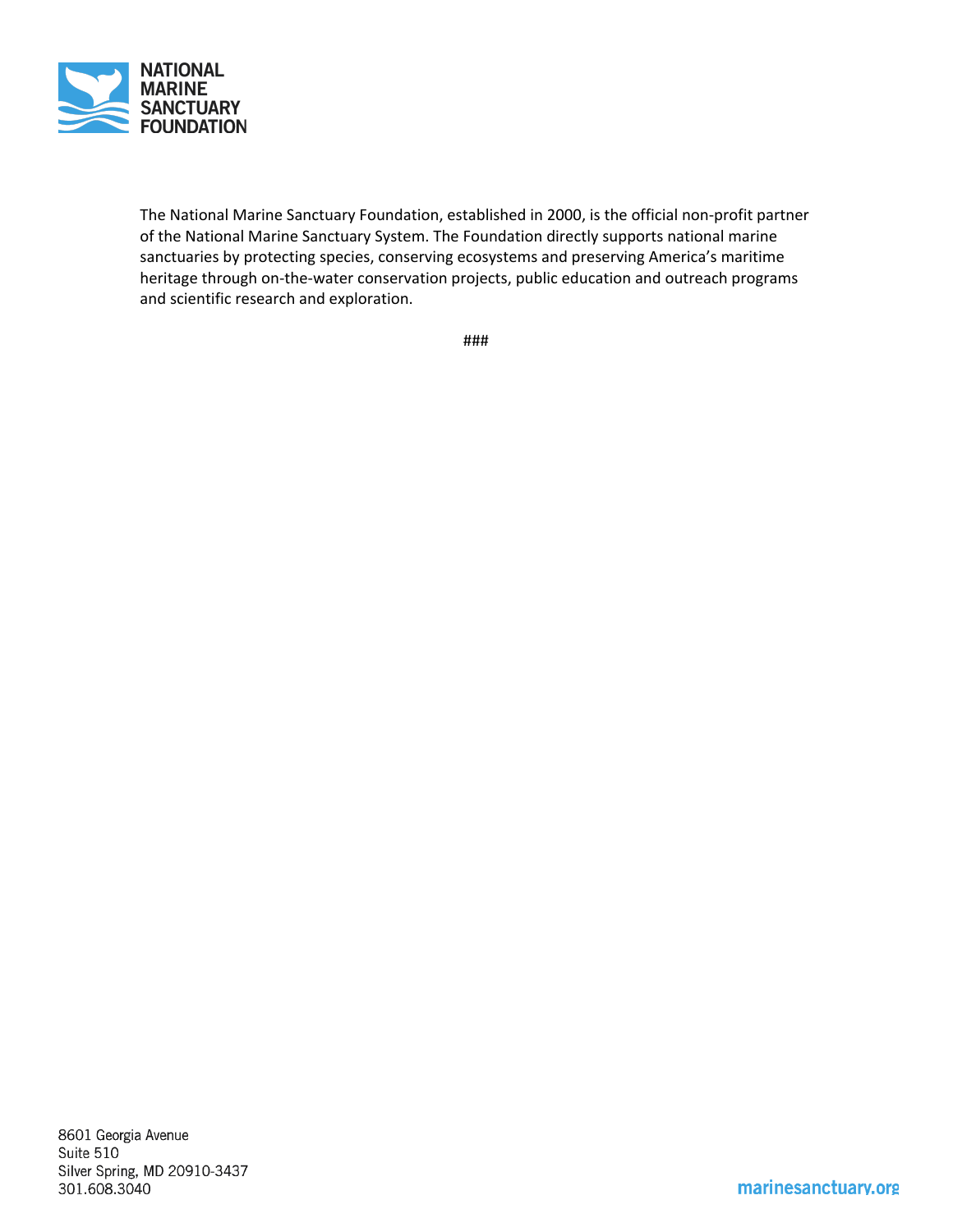NATIONAL MARINE SANCTUARY FOUNDATION

The National Marine Sanctuary Foundation, established in 2000, is the official non-profit partner of the National Marine Sanctuary System. The Foundation directly supports national marine sanctuaries by protecting species, conserving ecosystems and preserving America's maritime heritage through on-the-water conservation projects, public education and outreach programs and scientific research and exploration.

###

8601 Georgia Avenue
Suite 510
Silver Spring, MD 20910-3437
301.608.3040

marinesanctuary.org